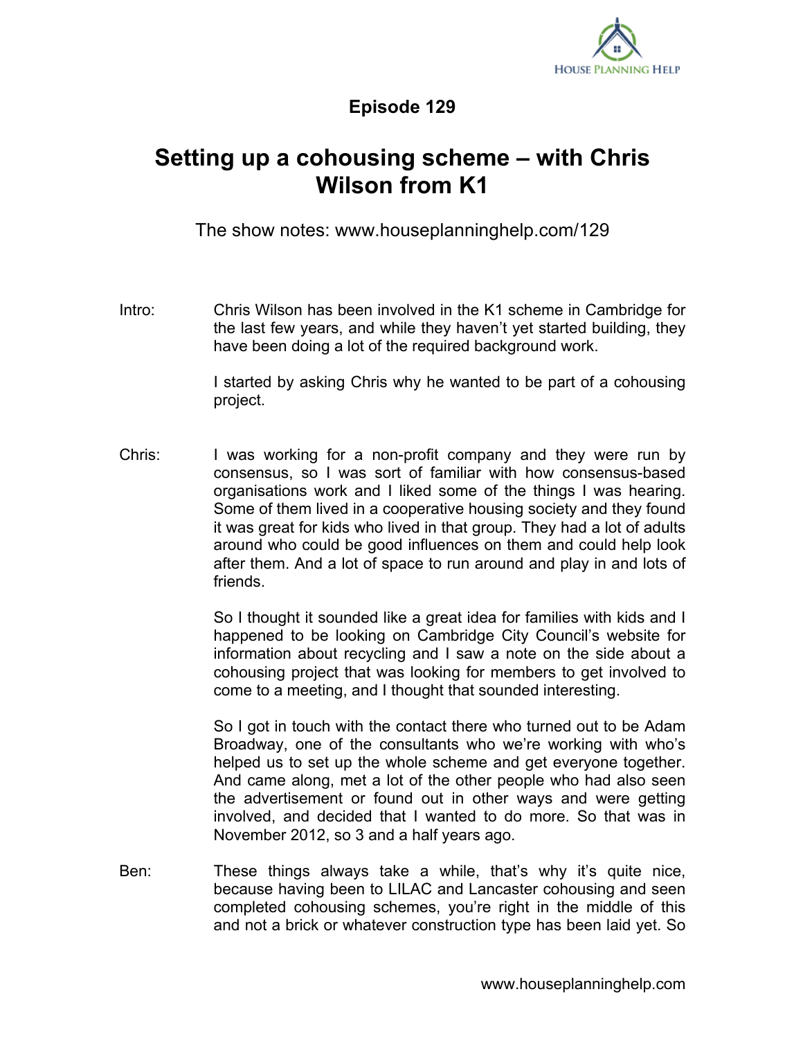## Episode 129

# Setting up a cohousing scheme – with Chris Wilson from K1

The show notes: www.houseplanninghelp.com/129

**Intro:** Chris Wilson has been involved in the K1 scheme in Cambridge for the last few years, and while they haven't yet started building, they have been doing a lot of the required background work.

I started by asking Chris why he wanted to be part of a cohousing project.

**Chris:** I was working for a non-profit company and they were run by consensus, so I was sort of familiar with how consensus-based organisations work and I liked some of the things I was hearing. Some of them lived in a cooperative housing society and they found it was great for kids who lived in that group. They had a lot of adults around who could be good influences on them and could help look after them. And a lot of space to run around and play in and lots of friends.

So I thought it sounded like a great idea for families with kids and I happened to be looking on Cambridge City Council's website for information about recycling and I saw a note on the side about a cohousing project that was looking for members to get involved to come to a meeting, and I thought that sounded interesting.

So I got in touch with the contact there who turned out to be Adam Broadway, one of the consultants who we're working with who's helped us to set up the whole scheme and get everyone together. And came along, met a lot of the other people who had also seen the advertisement or found out in other ways and were getting involved, and decided that I wanted to do more. So that was in November 2012, so 3 and a half years ago.

**Ben:** These things always take a while, that's why it's quite nice, because having been to LILAC and Lancaster cohousing and seen completed cohousing schemes, you're right in the middle of this and not a brick or whatever construction type has been laid yet. So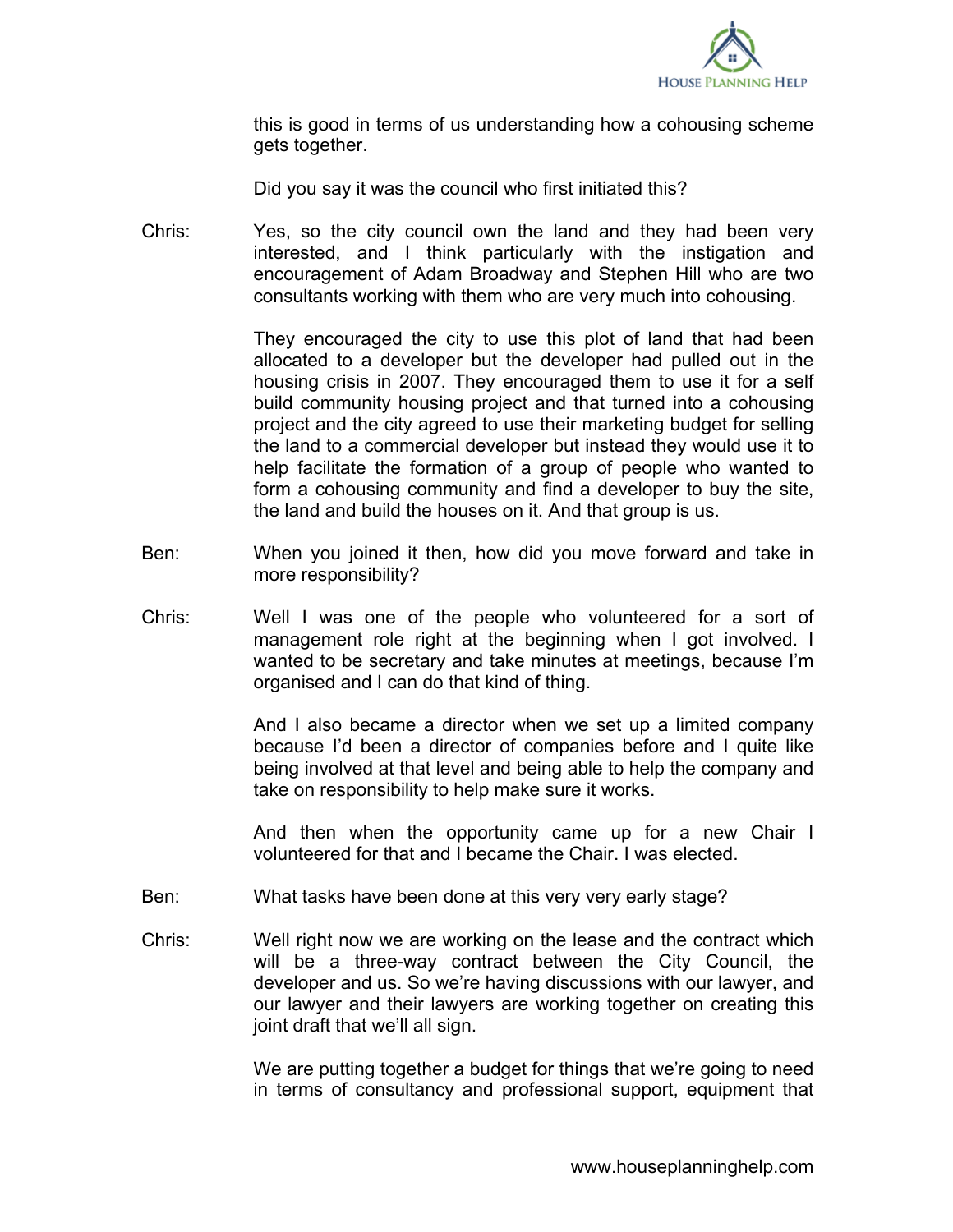this is good in terms of us understanding how a cohousing scheme gets together.

Did you say it was the council who first initiated this?

Chris: Yes, so the city council own the land and they had been very interested, and I think particularly with the instigation and encouragement of Adam Broadway and Stephen Hill who are two consultants working with them who are very much into cohousing.

They encouraged the city to use this plot of land that had been allocated to a developer but the developer had pulled out in the housing crisis in 2007. They encouraged them to use it for a self build community housing project and that turned into a cohousing project and the city agreed to use their marketing budget for selling the land to a commercial developer but instead they would use it to help facilitate the formation of a group of people who wanted to form a cohousing community and find a developer to buy the site, the land and build the houses on it. And that group is us.

Ben: When you joined it then, how did you move forward and take in more responsibility?

Chris: Well I was one of the people who volunteered for a sort of management role right at the beginning when I got involved. I wanted to be secretary and take minutes at meetings, because I'm organised and I can do that kind of thing.

And I also became a director when we set up a limited company because I'd been a director of companies before and I quite like being involved at that level and being able to help the company and take on responsibility to help make sure it works.

And then when the opportunity came up for a new Chair I volunteered for that and I became the Chair. I was elected.

Ben: What tasks have been done at this very very early stage?

Chris: Well right now we are working on the lease and the contract which will be a three-way contract between the City Council, the developer and us. So we're having discussions with our lawyer, and our lawyer and their lawyers are working together on creating this joint draft that we'll all sign.

We are putting together a budget for things that we're going to need in terms of consultancy and professional support, equipment that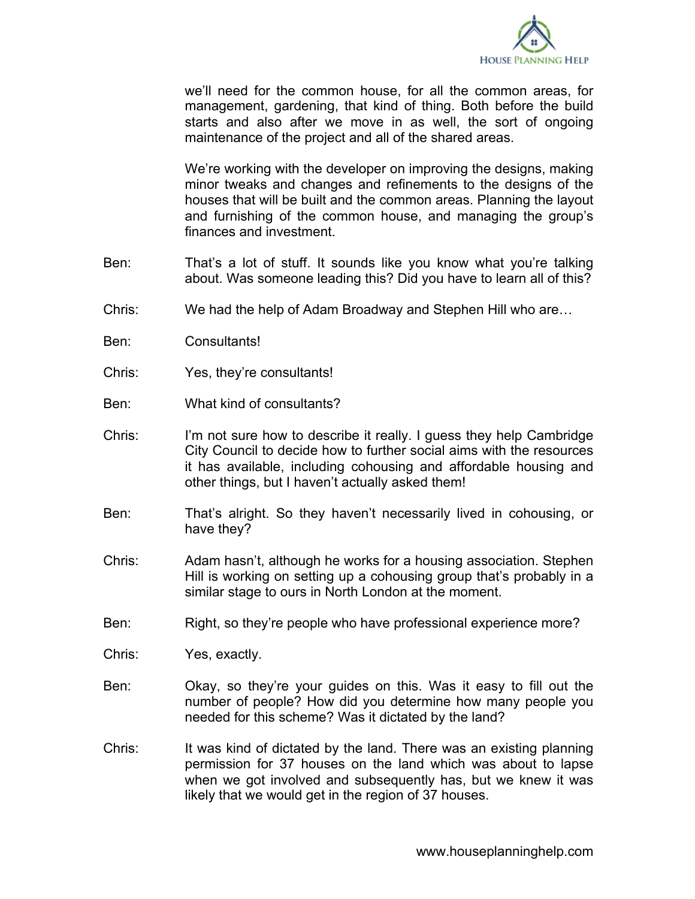we'll need for the common house, for all the common areas, for management, gardening, that kind of thing. Both before the build starts and also after we move in as well, the sort of ongoing maintenance of the project and all of the shared areas.

We're working with the developer on improving the designs, making minor tweaks and changes and refinements to the designs of the houses that will be built and the common areas. Planning the layout and furnishing of the common house, and managing the group's finances and investment.

Ben: That's a lot of stuff. It sounds like you know what you're talking about. Was someone leading this? Did you have to learn all of this?

Chris: We had the help of Adam Broadway and Stephen Hill who are…

Ben: Consultants!

Chris: Yes, they're consultants!

Ben: What kind of consultants?

Chris: I'm not sure how to describe it really. I guess they help Cambridge City Council to decide how to further social aims with the resources it has available, including cohousing and affordable housing and other things, but I haven't actually asked them!

Ben: That's alright. So they haven't necessarily lived in cohousing, or have they?

Chris: Adam hasn't, although he works for a housing association. Stephen Hill is working on setting up a cohousing group that's probably in a similar stage to ours in North London at the moment.

Ben: Right, so they're people who have professional experience more?

Chris: Yes, exactly.

Ben: Okay, so they're your guides on this. Was it easy to fill out the number of people? How did you determine how many people you needed for this scheme? Was it dictated by the land?

Chris: It was kind of dictated by the land. There was an existing planning permission for 37 houses on the land which was about to lapse when we got involved and subsequently has, but we knew it was likely that we would get in the region of 37 houses.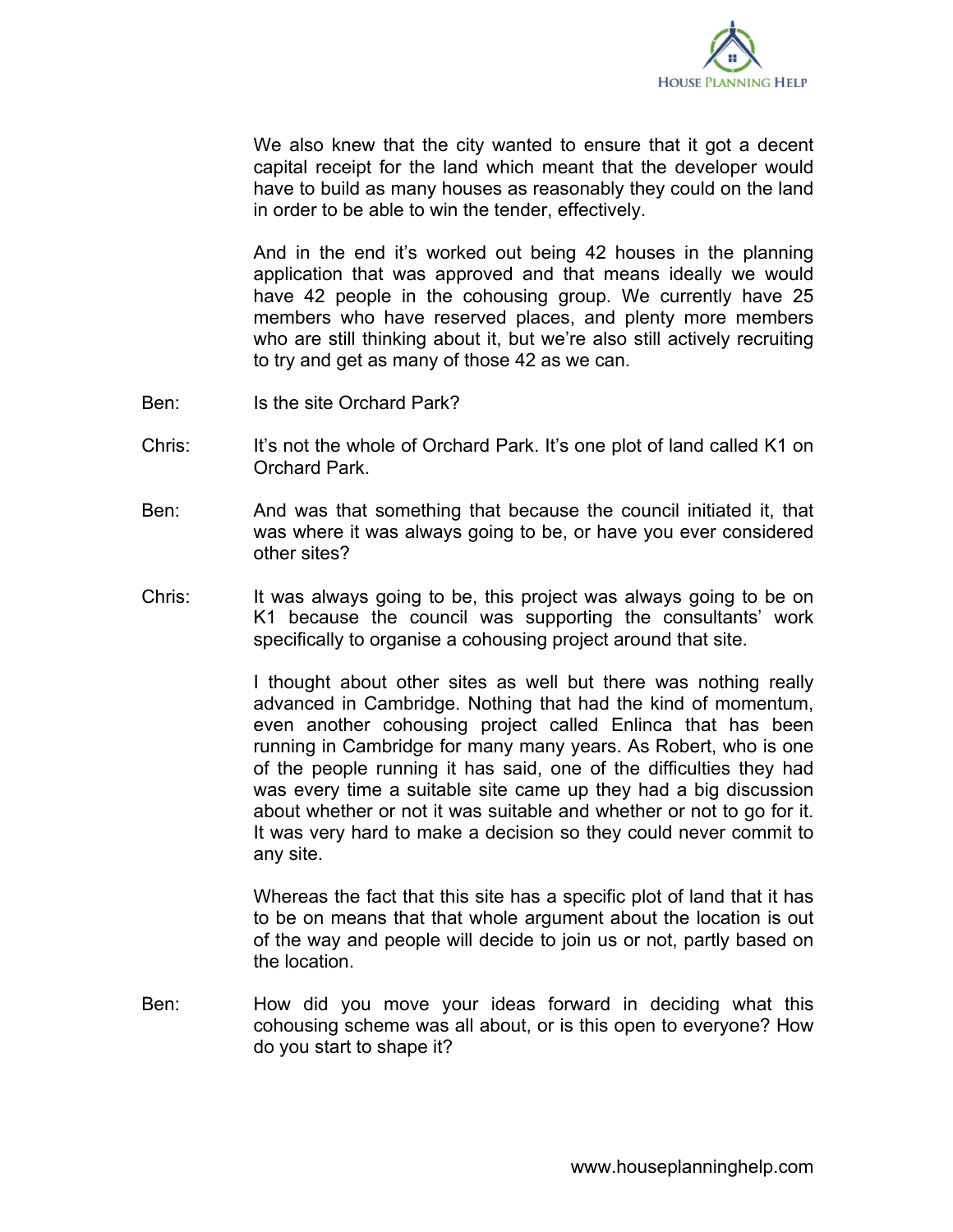We also knew that the city wanted to ensure that it got a decent capital receipt for the land which meant that the developer would have to build as many houses as reasonably they could on the land in order to be able to win the tender, effectively.

And in the end it's worked out being 42 houses in the planning application that was approved and that means ideally we would have 42 people in the cohousing group. We currently have 25 members who have reserved places, and plenty more members who are still thinking about it, but we're also still actively recruiting to try and get as many of those 42 as we can.

Ben: Is the site Orchard Park?

Chris: It's not the whole of Orchard Park. It's one plot of land called K1 on Orchard Park.

Ben: And was that something that because the council initiated it, that was where it was always going to be, or have you ever considered other sites?

Chris: It was always going to be, this project was always going to be on K1 because the council was supporting the consultants' work specifically to organise a cohousing project around that site.

I thought about other sites as well but there was nothing really advanced in Cambridge. Nothing that had the kind of momentum, even another cohousing project called Enlinca that has been running in Cambridge for many many years. As Robert, who is one of the people running it has said, one of the difficulties they had was every time a suitable site came up they had a big discussion about whether or not it was suitable and whether or not to go for it. It was very hard to make a decision so they could never commit to any site.

Whereas the fact that this site has a specific plot of land that it has to be on means that that whole argument about the location is out of the way and people will decide to join us or not, partly based on the location.

Ben: How did you move your ideas forward in deciding what this cohousing scheme was all about, or is this open to everyone? How do you start to shape it?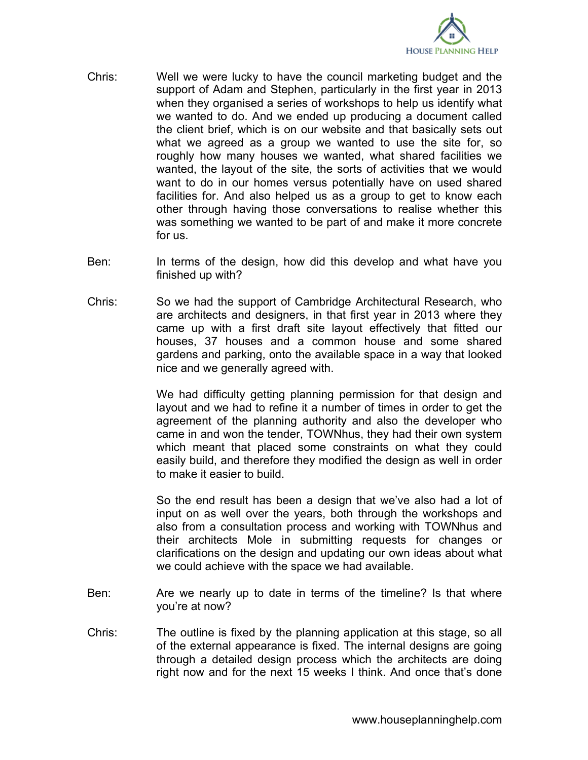Chris: Well we were lucky to have the council marketing budget and the support of Adam and Stephen, particularly in the first year in 2013 when they organised a series of workshops to help us identify what we wanted to do. And we ended up producing a document called the client brief, which is on our website and that basically sets out what we agreed as a group we wanted to use the site for, so roughly how many houses we wanted, what shared facilities we wanted, the layout of the site, the sorts of activities that we would want to do in our homes versus potentially have on used shared facilities for. And also helped us as a group to get to know each other through having those conversations to realise whether this was something we wanted to be part of and make it more concrete for us.

Ben: In terms of the design, how did this develop and what have you finished up with?

Chris: So we had the support of Cambridge Architectural Research, who are architects and designers, in that first year in 2013 where they came up with a first draft site layout effectively that fitted our houses, 37 houses and a common house and some shared gardens and parking, onto the available space in a way that looked nice and we generally agreed with.

We had difficulty getting planning permission for that design and layout and we had to refine it a number of times in order to get the agreement of the planning authority and also the developer who came in and won the tender, TOWNhus, they had their own system which meant that placed some constraints on what they could easily build, and therefore they modified the design as well in order to make it easier to build.

So the end result has been a design that we've also had a lot of input on as well over the years, both through the workshops and also from a consultation process and working with TOWNhus and their architects Mole in submitting requests for changes or clarifications on the design and updating our own ideas about what we could achieve with the space we had available.

Ben: Are we nearly up to date in terms of the timeline? Is that where you're at now?

Chris: The outline is fixed by the planning application at this stage, so all of the external appearance is fixed. The internal designs are going through a detailed design process which the architects are doing right now and for the next 15 weeks I think. And once that's done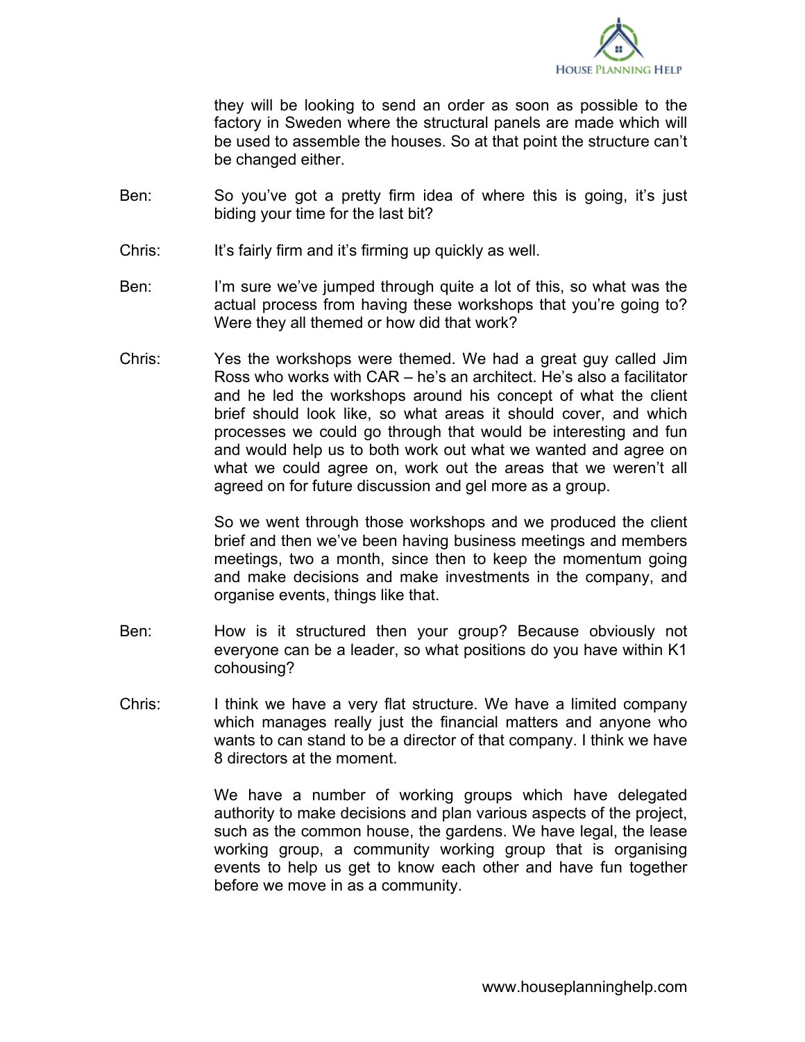they will be looking to send an order as soon as possible to the factory in Sweden where the structural panels are made which will be used to assemble the houses. So at that point the structure can't be changed either.

Ben: So you've got a pretty firm idea of where this is going, it's just biding your time for the last bit?

Chris: It's fairly firm and it's firming up quickly as well.

Ben: I'm sure we've jumped through quite a lot of this, so what was the actual process from having these workshops that you're going to? Were they all themed or how did that work?

Chris: Yes the workshops were themed. We had a great guy called Jim Ross who works with CAR – he's an architect. He's also a facilitator and he led the workshops around his concept of what the client brief should look like, so what areas it should cover, and which processes we could go through that would be interesting and fun and would help us to both work out what we wanted and agree on what we could agree on, work out the areas that we weren't all agreed on for future discussion and gel more as a group.

So we went through those workshops and we produced the client brief and then we've been having business meetings and members meetings, two a month, since then to keep the momentum going and make decisions and make investments in the company, and organise events, things like that.

Ben: How is it structured then your group? Because obviously not everyone can be a leader, so what positions do you have within K1 cohousing?

Chris: I think we have a very flat structure. We have a limited company which manages really just the financial matters and anyone who wants to can stand to be a director of that company. I think we have 8 directors at the moment.

We have a number of working groups which have delegated authority to make decisions and plan various aspects of the project, such as the common house, the gardens. We have legal, the lease working group, a community working group that is organising events to help us get to know each other and have fun together before we move in as a community.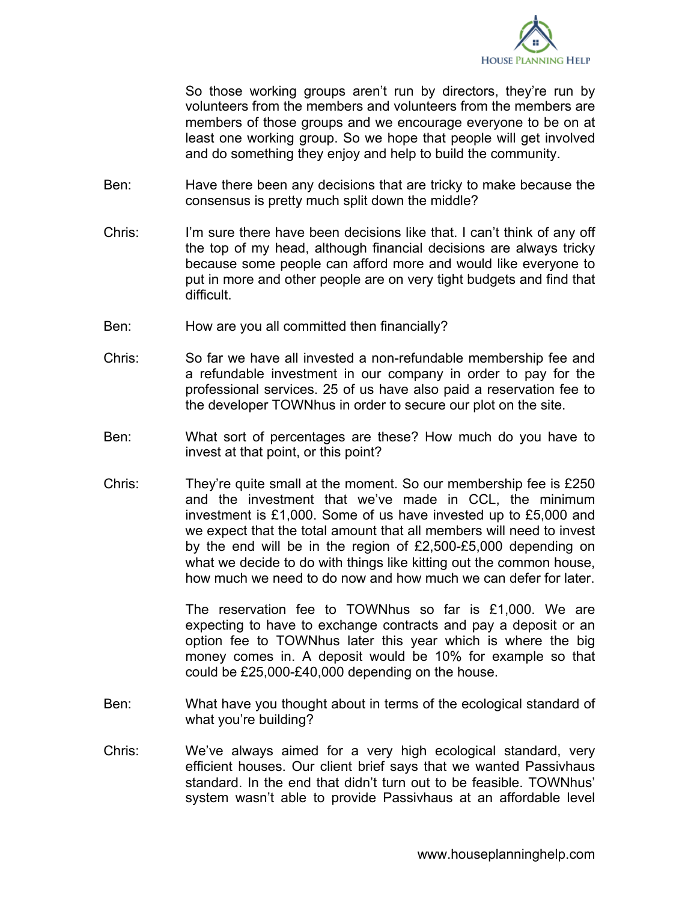So those working groups aren't run by directors, they're run by volunteers from the members and volunteers from the members are members of those groups and we encourage everyone to be on at least one working group. So we hope that people will get involved and do something they enjoy and help to build the community.

Ben: Have there been any decisions that are tricky to make because the consensus is pretty much split down the middle?

Chris: I'm sure there have been decisions like that. I can't think of any off the top of my head, although financial decisions are always tricky because some people can afford more and would like everyone to put in more and other people are on very tight budgets and find that difficult.

Ben: How are you all committed then financially?

Chris: So far we have all invested a non-refundable membership fee and a refundable investment in our company in order to pay for the professional services. 25 of us have also paid a reservation fee to the developer TOWNhus in order to secure our plot on the site.

Ben: What sort of percentages are these? How much do you have to invest at that point, or this point?

Chris: They're quite small at the moment. So our membership fee is £250 and the investment that we've made in CCL, the minimum investment is £1,000. Some of us have invested up to £5,000 and we expect that the total amount that all members will need to invest by the end will be in the region of £2,500-£5,000 depending on what we decide to do with things like kitting out the common house, how much we need to do now and how much we can defer for later.

The reservation fee to TOWNhus so far is £1,000. We are expecting to have to exchange contracts and pay a deposit or an option fee to TOWNhus later this year which is where the big money comes in. A deposit would be 10% for example so that could be £25,000-£40,000 depending on the house.

Ben: What have you thought about in terms of the ecological standard of what you're building?

Chris: We've always aimed for a very high ecological standard, very efficient houses. Our client brief says that we wanted Passivhaus standard. In the end that didn't turn out to be feasible. TOWNhus' system wasn't able to provide Passivhaus at an affordable level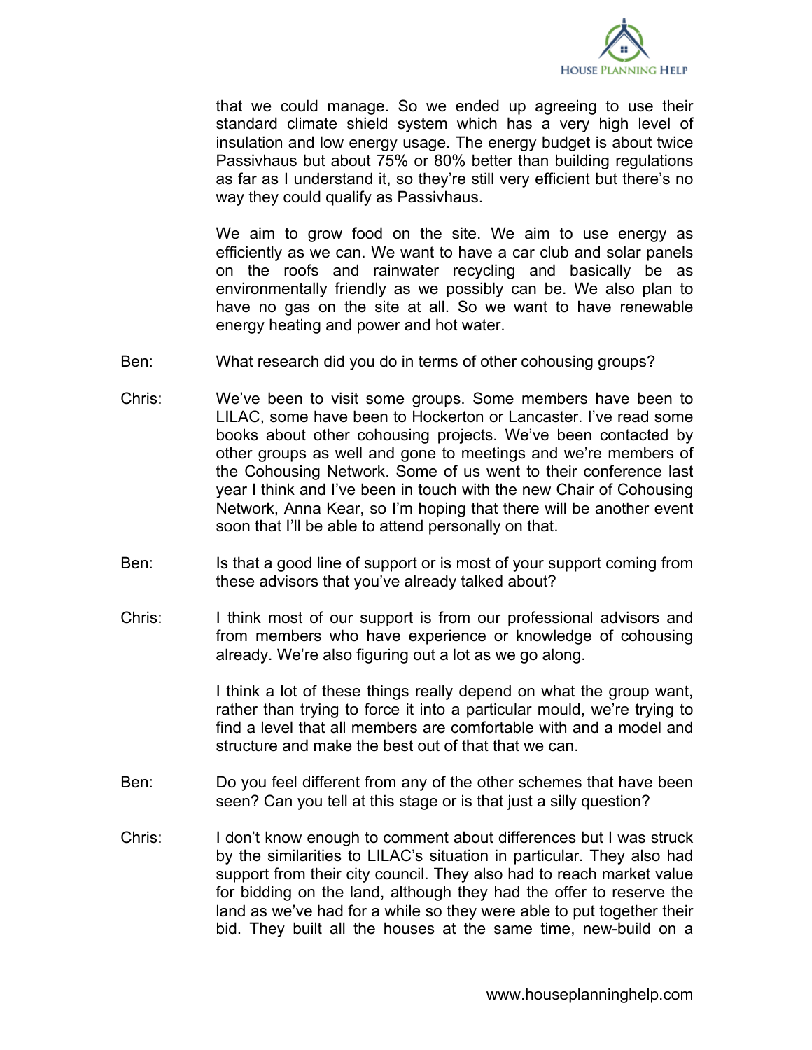that we could manage. So we ended up agreeing to use their standard climate shield system which has a very high level of insulation and low energy usage. The energy budget is about twice Passivhaus but about 75% or 80% better than building regulations as far as I understand it, so they're still very efficient but there's no way they could qualify as Passivhaus.

We aim to grow food on the site. We aim to use energy as efficiently as we can. We want to have a car club and solar panels on the roofs and rainwater recycling and basically be as environmentally friendly as we possibly can be. We also plan to have no gas on the site at all. So we want to have renewable energy heating and power and hot water.

Ben: What research did you do in terms of other cohousing groups?

Chris: We've been to visit some groups. Some members have been to LILAC, some have been to Hockerton or Lancaster. I've read some books about other cohousing projects. We've been contacted by other groups as well and gone to meetings and we're members of the Cohousing Network. Some of us went to their conference last year I think and I've been in touch with the new Chair of Cohousing Network, Anna Kear, so I'm hoping that there will be another event soon that I'll be able to attend personally on that.

Ben: Is that a good line of support or is most of your support coming from these advisors that you've already talked about?

Chris: I think most of our support is from our professional advisors and from members who have experience or knowledge of cohousing already. We're also figuring out a lot as we go along.

I think a lot of these things really depend on what the group want, rather than trying to force it into a particular mould, we're trying to find a level that all members are comfortable with and a model and structure and make the best out of that that we can.

Ben: Do you feel different from any of the other schemes that have been seen? Can you tell at this stage or is that just a silly question?

Chris: I don't know enough to comment about differences but I was struck by the similarities to LILAC's situation in particular. They also had support from their city council. They also had to reach market value for bidding on the land, although they had the offer to reserve the land as we've had for a while so they were able to put together their bid. They built all the houses at the same time, new-build on a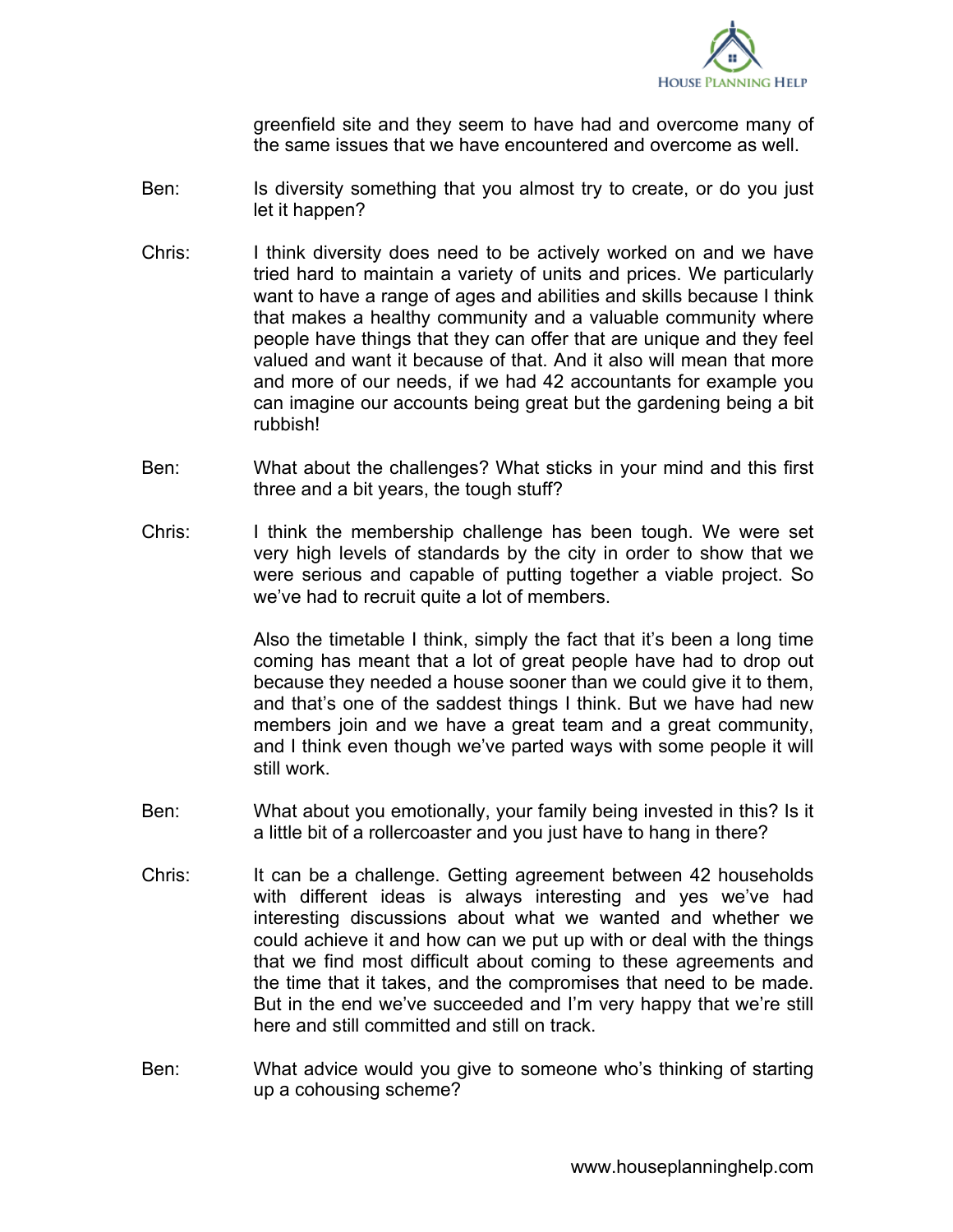greenfield site and they seem to have had and overcome many of the same issues that we have encountered and overcome as well.

Ben: Is diversity something that you almost try to create, or do you just let it happen?

Chris: I think diversity does need to be actively worked on and we have tried hard to maintain a variety of units and prices. We particularly want to have a range of ages and abilities and skills because I think that makes a healthy community and a valuable community where people have things that they can offer that are unique and they feel valued and want it because of that. And it also will mean that more and more of our needs, if we had 42 accountants for example you can imagine our accounts being great but the gardening being a bit rubbish!

Ben: What about the challenges? What sticks in your mind and this first three and a bit years, the tough stuff?

Chris: I think the membership challenge has been tough. We were set very high levels of standards by the city in order to show that we were serious and capable of putting together a viable project. So we've had to recruit quite a lot of members.

Also the timetable I think, simply the fact that it's been a long time coming has meant that a lot of great people have had to drop out because they needed a house sooner than we could give it to them, and that's one of the saddest things I think. But we have had new members join and we have a great team and a great community, and I think even though we've parted ways with some people it will still work.

Ben: What about you emotionally, your family being invested in this? Is it a little bit of a rollercoaster and you just have to hang in there?

Chris: It can be a challenge. Getting agreement between 42 households with different ideas is always interesting and yes we've had interesting discussions about what we wanted and whether we could achieve it and how can we put up with or deal with the things that we find most difficult about coming to these agreements and the time that it takes, and the compromises that need to be made. But in the end we've succeeded and I'm very happy that we're still here and still committed and still on track.

Ben: What advice would you give to someone who's thinking of starting up a cohousing scheme?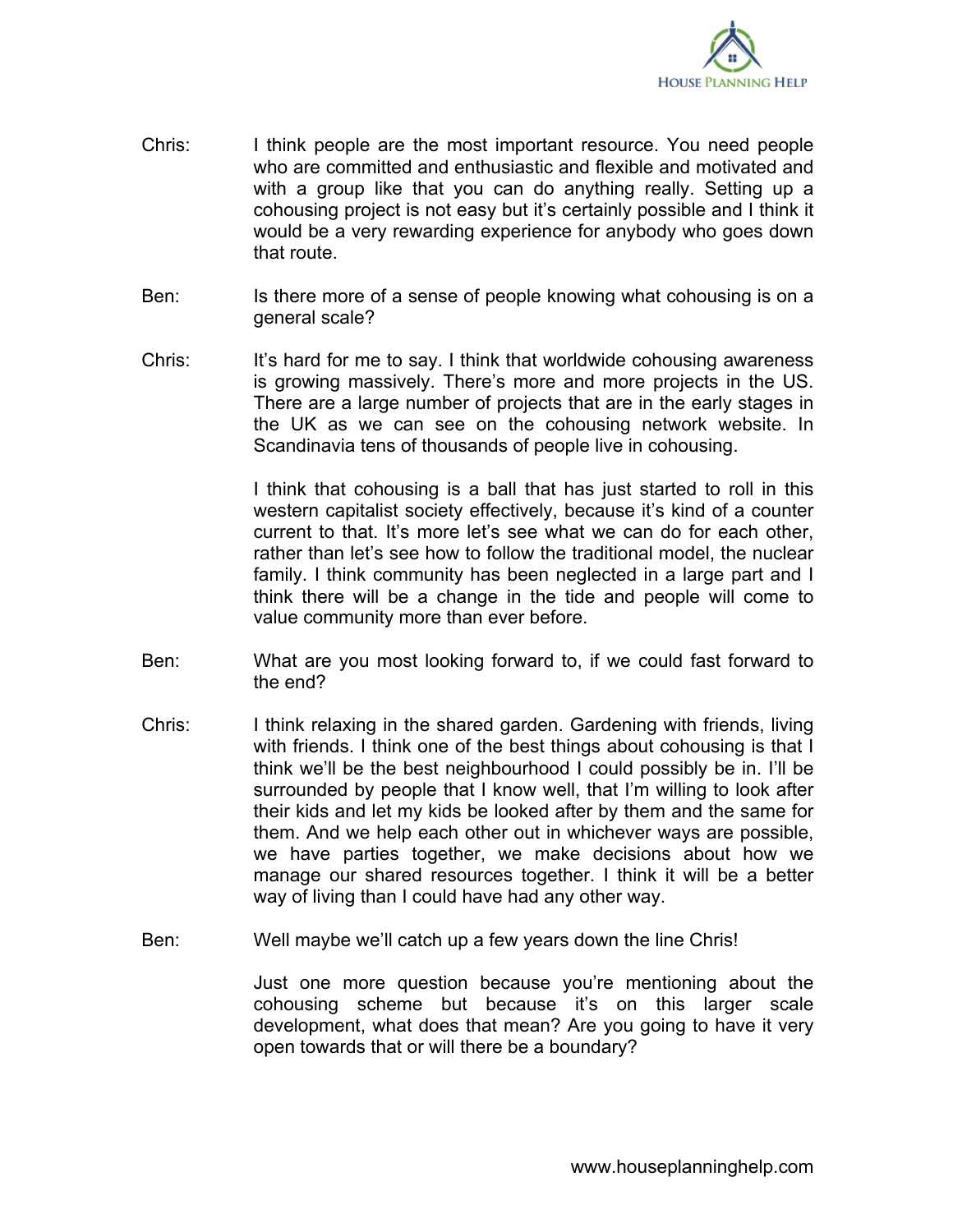Chris: I think people are the most important resource. You need people who are committed and enthusiastic and flexible and motivated and with a group like that you can do anything really. Setting up a cohousing project is not easy but it's certainly possible and I think it would be a very rewarding experience for anybody who goes down that route.

Ben: Is there more of a sense of people knowing what cohousing is on a general scale?

Chris: It's hard for me to say. I think that worldwide cohousing awareness is growing massively. There's more and more projects in the US. There are a large number of projects that are in the early stages in the UK as we can see on the cohousing network website. In Scandinavia tens of thousands of people live in cohousing.

I think that cohousing is a ball that has just started to roll in this western capitalist society effectively, because it's kind of a counter current to that. It's more let's see what we can do for each other, rather than let's see how to follow the traditional model, the nuclear family. I think community has been neglected in a large part and I think there will be a change in the tide and people will come to value community more than ever before.

Ben: What are you most looking forward to, if we could fast forward to the end?

Chris: I think relaxing in the shared garden. Gardening with friends, living with friends. I think one of the best things about cohousing is that I think we'll be the best neighbourhood I could possibly be in. I'll be surrounded by people that I know well, that I'm willing to look after their kids and let my kids be looked after by them and the same for them. And we help each other out in whichever ways are possible, we have parties together, we make decisions about how we manage our shared resources together. I think it will be a better way of living than I could have had any other way.

Ben: Well maybe we'll catch up a few years down the line Chris!

Just one more question because you're mentioning about the cohousing scheme but because it's on this larger scale development, what does that mean? Are you going to have it very open towards that or will there be a boundary?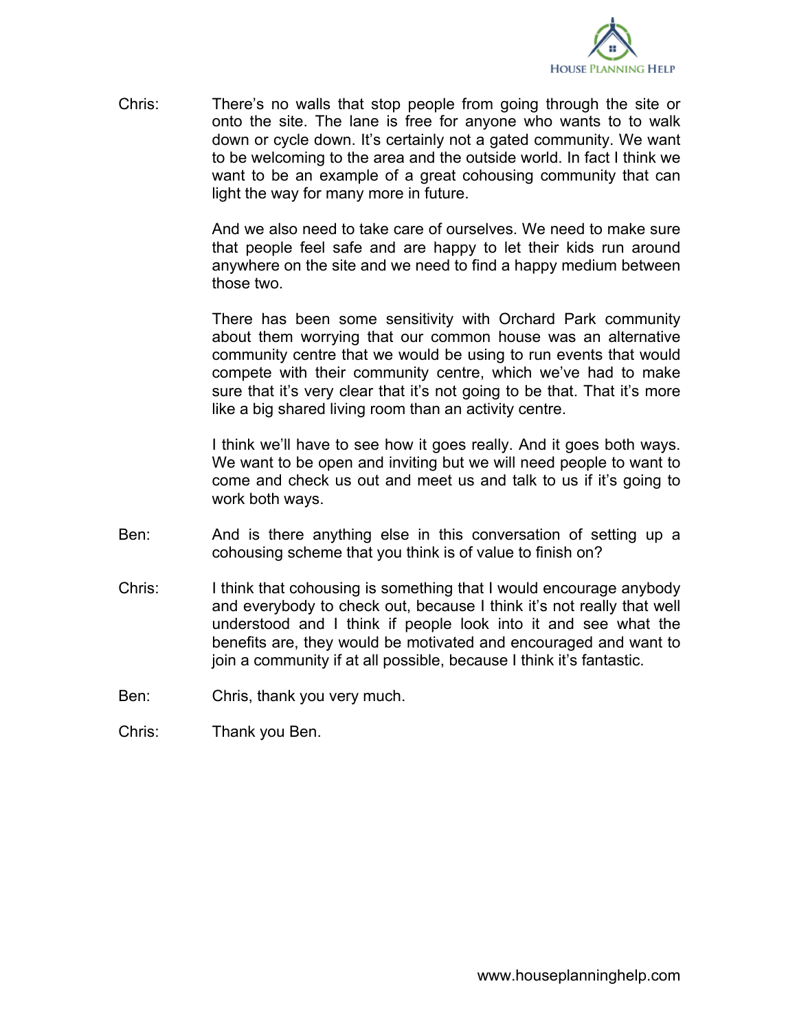Chris: There's no walls that stop people from going through the site or onto the site. The lane is free for anyone who wants to to walk down or cycle down. It's certainly not a gated community. We want to be welcoming to the area and the outside world. In fact I think we want to be an example of a great cohousing community that can light the way for many more in future.

And we also need to take care of ourselves. We need to make sure that people feel safe and are happy to let their kids run around anywhere on the site and we need to find a happy medium between those two.

There has been some sensitivity with Orchard Park community about them worrying that our common house was an alternative community centre that we would be using to run events that would compete with their community centre, which we've had to make sure that it's very clear that it's not going to be that. That it's more like a big shared living room than an activity centre.

I think we'll have to see how it goes really. And it goes both ways. We want to be open and inviting but we will need people to want to come and check us out and meet us and talk to us if it's going to work both ways.

Ben: And is there anything else in this conversation of setting up a cohousing scheme that you think is of value to finish on?

Chris: I think that cohousing is something that I would encourage anybody and everybody to check out, because I think it's not really that well understood and I think if people look into it and see what the benefits are, they would be motivated and encouraged and want to join a community if at all possible, because I think it's fantastic.

Ben: Chris, thank you very much.

Chris: Thank you Ben.